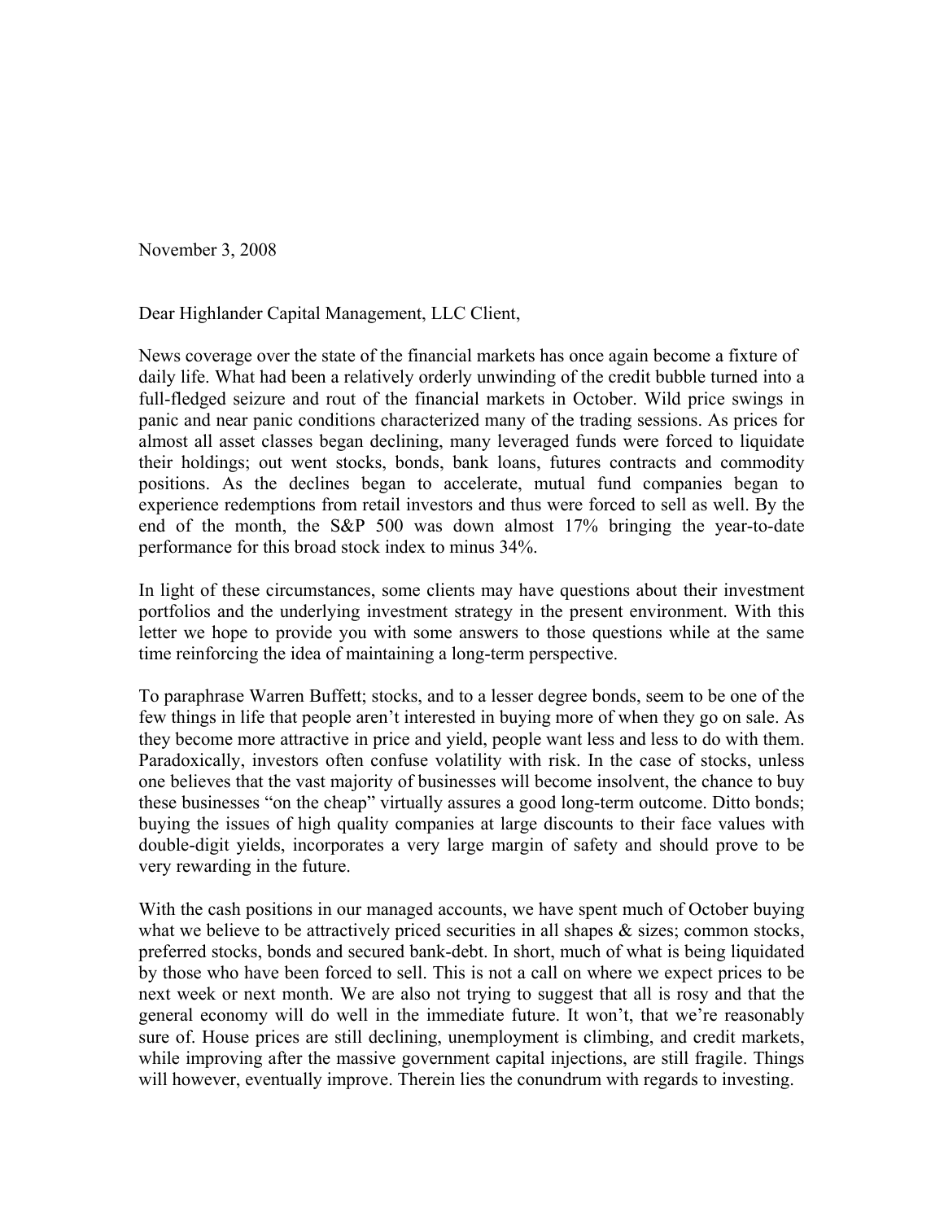November 3, 2008

Dear Highlander Capital Management, LLC Client,

News coverage over the state of the financial markets has once again become a fixture of daily life. What had been a relatively orderly unwinding of the credit bubble turned into a full-fledged seizure and rout of the financial markets in October. Wild price swings in panic and near panic conditions characterized many of the trading sessions. As prices for almost all asset classes began declining, many leveraged funds were forced to liquidate their holdings; out went stocks, bonds, bank loans, futures contracts and commodity positions. As the declines began to accelerate, mutual fund companies began to experience redemptions from retail investors and thus were forced to sell as well. By the end of the month, the S&P 500 was down almost 17% bringing the year-to-date performance for this broad stock index to minus 34%.

In light of these circumstances, some clients may have questions about their investment portfolios and the underlying investment strategy in the present environment. With this letter we hope to provide you with some answers to those questions while at the same time reinforcing the idea of maintaining a long-term perspective.

To paraphrase Warren Buffett; stocks, and to a lesser degree bonds, seem to be one of the few things in life that people aren't interested in buying more of when they go on sale. As they become more attractive in price and yield, people want less and less to do with them. Paradoxically, investors often confuse volatility with risk. In the case of stocks, unless one believes that the vast majority of businesses will become insolvent, the chance to buy these businesses "on the cheap" virtually assures a good long-term outcome. Ditto bonds; buying the issues of high quality companies at large discounts to their face values with double-digit yields, incorporates a very large margin of safety and should prove to be very rewarding in the future.

With the cash positions in our managed accounts, we have spent much of October buying what we believe to be attractively priced securities in all shapes & sizes; common stocks, preferred stocks, bonds and secured bank-debt. In short, much of what is being liquidated by those who have been forced to sell. This is not a call on where we expect prices to be next week or next month. We are also not trying to suggest that all is rosy and that the general economy will do well in the immediate future. It won't, that we're reasonably sure of. House prices are still declining, unemployment is climbing, and credit markets, while improving after the massive government capital injections, are still fragile. Things will however, eventually improve. Therein lies the conundrum with regards to investing.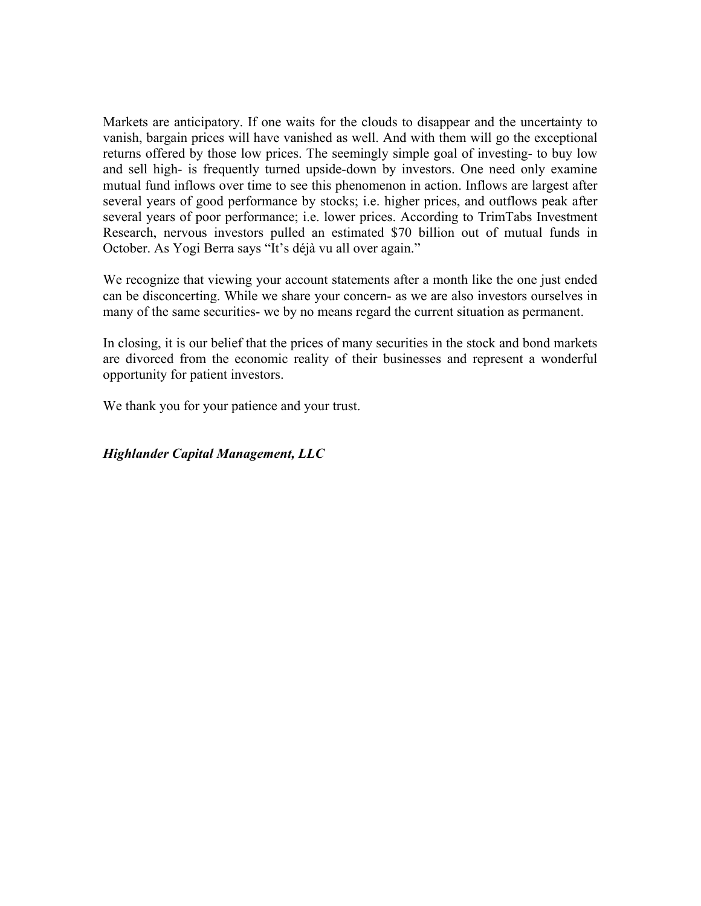Markets are anticipatory. If one waits for the clouds to disappear and the uncertainty to vanish, bargain prices will have vanished as well. And with them will go the exceptional returns offered by those low prices. The seemingly simple goal of investing- to buy low and sell high- is frequently turned upside-down by investors. One need only examine mutual fund inflows over time to see this phenomenon in action. Inflows are largest after several years of good performance by stocks; i.e. higher prices, and outflows peak after several years of poor performance; i.e. lower prices. According to TrimTabs Investment Research, nervous investors pulled an estimated $70 billion out of mutual funds in October. As Yogi Berra says "It's déjà vu all over again."

We recognize that viewing your account statements after a month like the one just ended can be disconcerting. While we share your concern- as we are also investors ourselves in many of the same securities- we by no means regard the current situation as permanent.

In closing, it is our belief that the prices of many securities in the stock and bond markets are divorced from the economic reality of their businesses and represent a wonderful opportunity for patient investors.

We thank you for your patience and your trust.

***Highlander Capital Management, LLC***